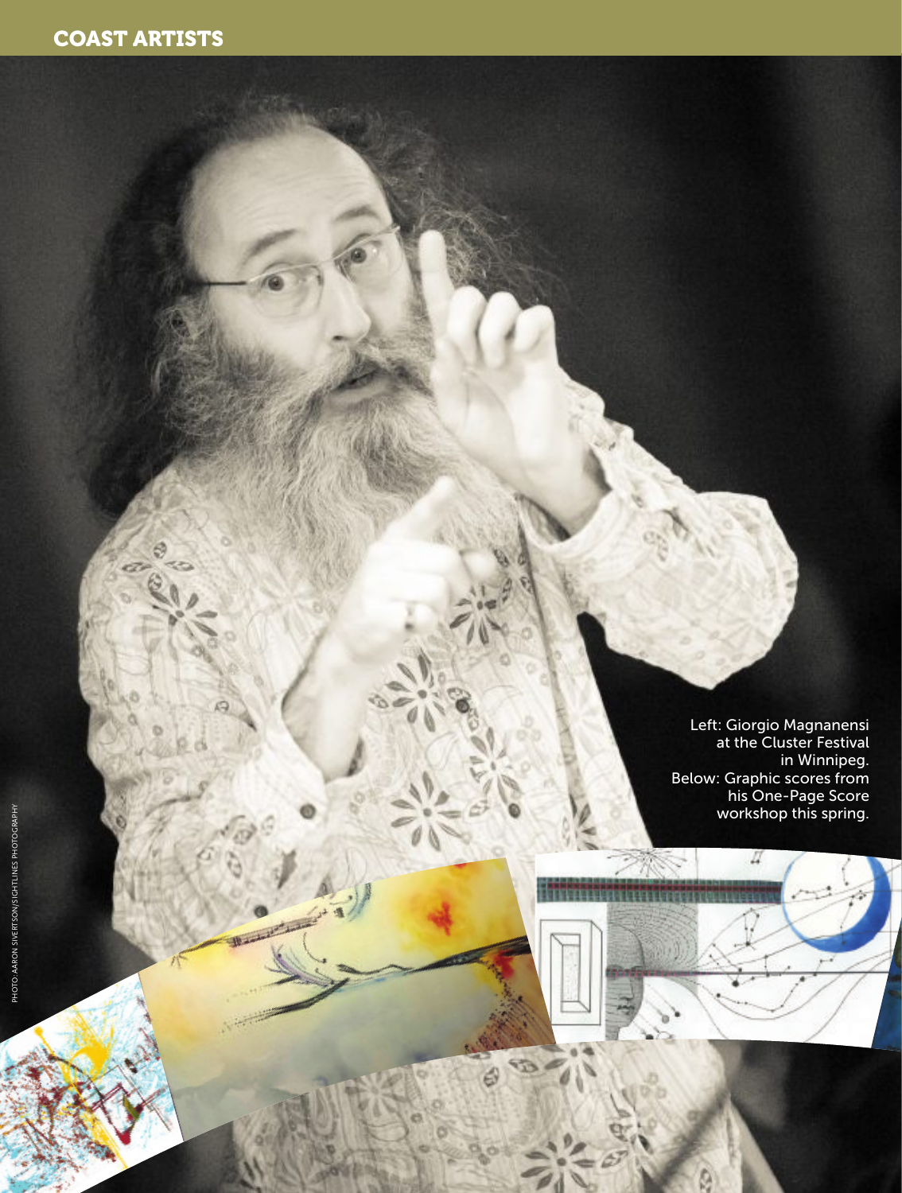# COAST ARTISTS

Left: Giorgio Magnanensi at the Cluster Festival in Winnipeg.
Below: Graphic scores from his One-Page Score workshop this spring.

PHOTO: AARON SIVERTSON/SIGHTLINES PHOTOGRAPHY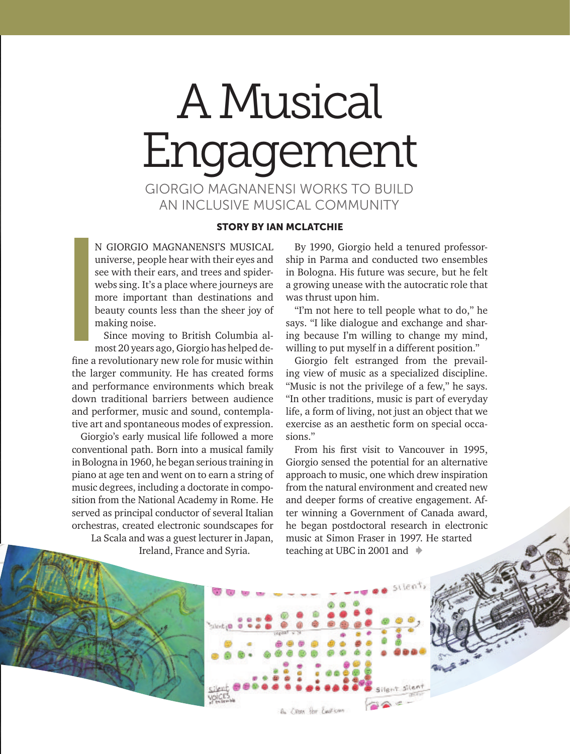# A Musical Engagement

GIORGIO MAGNANENSI WORKS TO BUILD AN INCLUSIVE MUSICAL COMMUNITY

**STORY BY IAN MCLATCHIE**

IN GIORGIO MAGNANENSI'S MUSICAL universe, people hear with their eyes and see with their ears, and trees and spiderwebs sing. It's a place where journeys are more important than destinations and beauty counts less than the sheer joy of making noise.

Since moving to British Columbia almost 20 years ago, Giorgio has helped define a revolutionary new role for music within the larger community. He has created forms and performance environments which break down traditional barriers between audience and performer, music and sound, contemplative art and spontaneous modes of expression.

Giorgio's early musical life followed a more conventional path. Born into a musical family in Bologna in 1960, he began serious training in piano at age ten and went on to earn a string of music degrees, including a doctorate in composition from the National Academy in Rome. He served as principal conductor of several Italian orchestras, created electronic soundscapes for La Scala and was a guest lecturer in Japan, Ireland, France and Syria.

By 1990, Giorgio held a tenured professorship in Parma and conducted two ensembles in Bologna. His future was secure, but he felt a growing unease with the autocratic role that was thrust upon him.

"I'm not here to tell people what to do," he says. "I like dialogue and exchange and sharing because I'm willing to change my mind, willing to put myself in a different position."

Giorgio felt estranged from the prevailing view of music as a specialized discipline. "Music is not the privilege of a few," he says. "In other traditions, music is part of everyday life, a form of living, not just an object that we exercise as an aesthetic form on special occasions."

From his first visit to Vancouver in 1995, Giorgio sensed the potential for an alternative approach to music, one which drew inspiration from the natural environment and created new and deeper forms of creative engagement. After winning a Government of Canada award, he began postdoctoral research in electronic music at Simon Fraser in 1997. He started teaching at UBC in 2001 and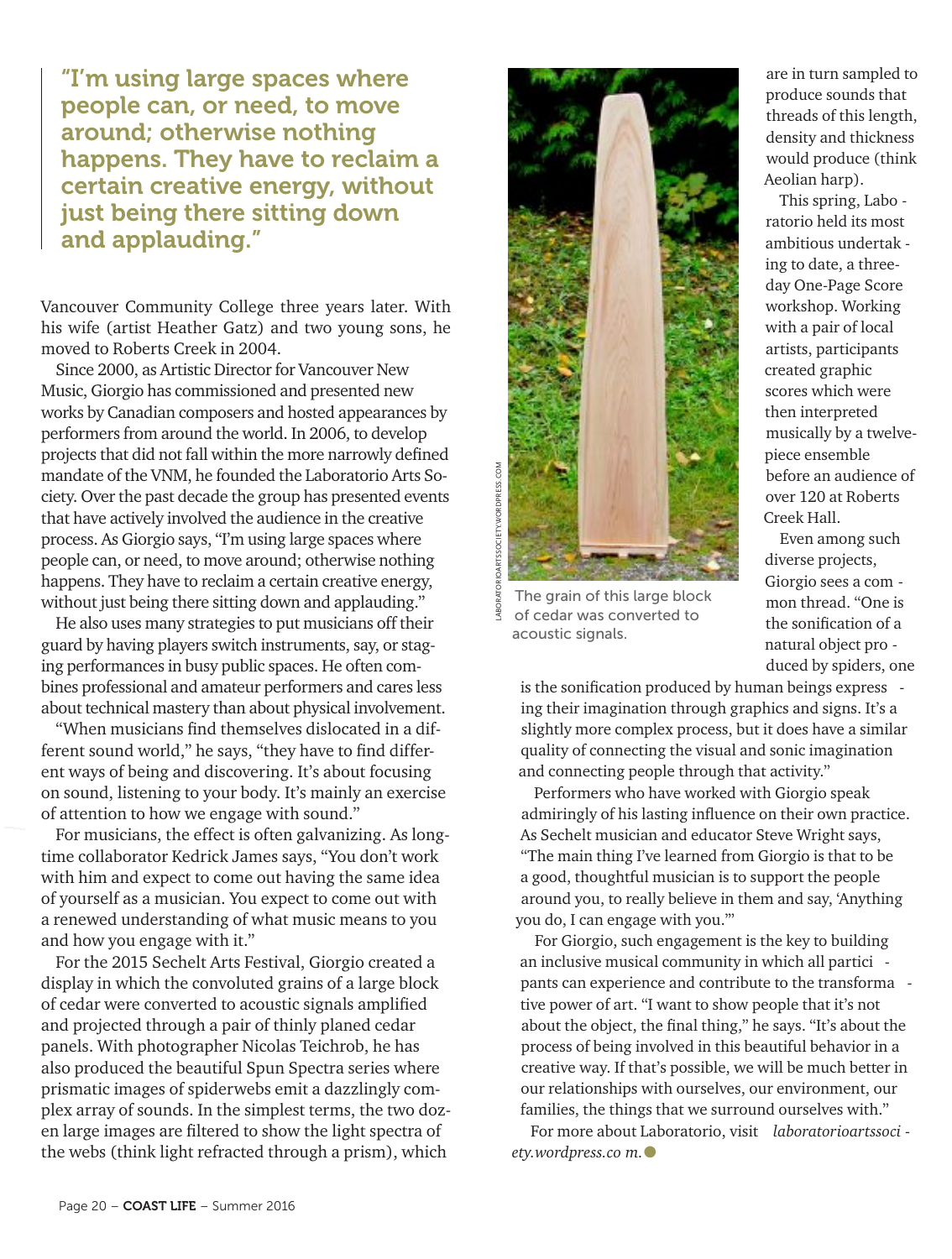> "I'm using large spaces where people can, or need, to move around; otherwise nothing happens. They have to reclaim a certain creative energy, without just being there sitting down and applauding."

Vancouver Community College three years later. With his wife (artist Heather Gatz) and two young sons, he moved to Roberts Creek in 2004.

Since 2000, as Artistic Director for Vancouver New Music, Giorgio has commissioned and presented new works by Canadian composers and hosted appearances by performers from around the world. In 2006, to develop projects that did not fall within the more narrowly defined mandate of the VNM, he founded the Laboratorio Arts Society. Over the past decade the group has presented events that have actively involved the audience in the creative process. As Giorgio says, "I'm using large spaces where people can, or need, to move around; otherwise nothing happens. They have to reclaim a certain creative energy, without just being there sitting down and applauding."

He also uses many strategies to put musicians off their guard by having players switch instruments, say, or staging performances in busy public spaces. He often combines professional and amateur performers and cares less about technical mastery than about physical involvement.

"When musicians find themselves dislocated in a different sound world," he says, "they have to find different ways of being and discovering. It's about focusing on sound, listening to your body. It's mainly an exercise of attention to how we engage with sound."

For musicians, the effect is often galvanizing. As longtime collaborator Kedrick James says, "You don't work with him and expect to come out having the same idea of yourself as a musician. You expect to come out with a renewed understanding of what music means to you and how you engage with it."

For the 2015 Sechelt Arts Festival, Giorgio created a display in which the convoluted grains of a large block of cedar were converted to acoustic signals amplified and projected through a pair of thinly planed cedar panels. With photographer Nicolas Teichrob, he has also produced the beautiful Spun Spectra series where prismatic images of spiderwebs emit a dazzlingly complex array of sounds. In the simplest terms, the two dozen large images are filtered to show the light spectra of the webs (think light refracted through a prism), which are in turn sampled to produce sounds that threads of this length, density and thickness would produce (think Aeolian harp).

LABORATORIOARTSSOCIETY.WORDPRESS.COM

The grain of this large block of cedar was converted to acoustic signals.

This spring, Laboratorio held its most ambitious undertaking to date, a three-day One-Page Score workshop. Working with a pair of local artists, participants created graphic scores which were then interpreted musically by a twelve-piece ensemble before an audience of over 120 at Roberts Creek Hall.

Even among such diverse projects, Giorgio sees a common thread. "One is the sonification of a natural object produced by spiders, one is the sonification produced by human beings expressing their imagination through graphics and signs. It's a slightly more complex process, but it does have a similar quality of connecting the visual and sonic imagination and connecting people through that activity."

Performers who have worked with Giorgio speak admiringly of his lasting influence on their own practice. As Sechelt musician and educator Steve Wright says, "The main thing I've learned from Giorgio is that to be a good, thoughtful musician is to support the people around you, to really believe in them and say, 'Anything you do, I can engage with you.'"

For Giorgio, such engagement is the key to building an inclusive musical community in which all participants can experience and contribute to the transformative power of art. "I want to show people that it's not about the object, the final thing," he says. "It's about the process of being involved in this beautiful behavior in a creative way. If that's possible, we will be much better in our relationships with ourselves, our environment, our families, the things that we surround ourselves with."

For more about Laboratorio, visit *laboratorioartssociety.wordpress.com.* ●